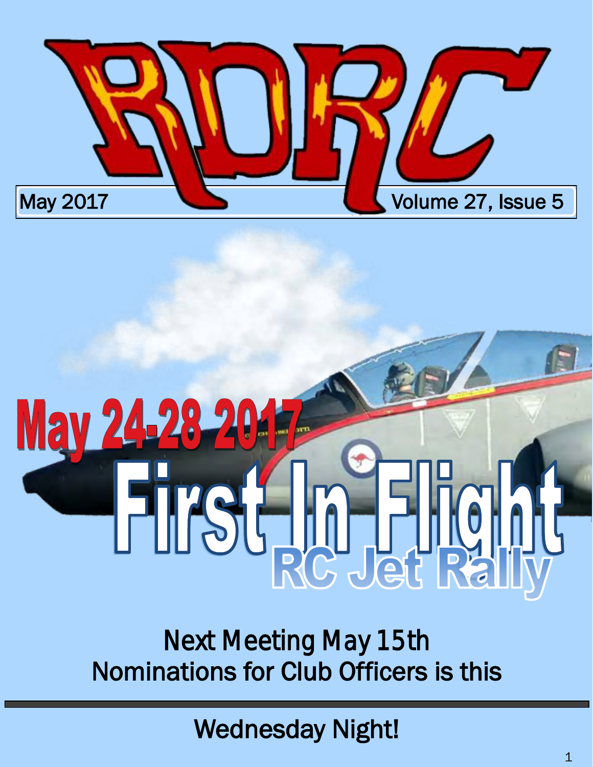# RDRC

May 2017 | Volume 27, Issue 5

## May 24-28 2017

# First In Flight

## RC Jet Rally

Next Meeting May 15th
Nominations for Club Officers is this

Wednesday Night!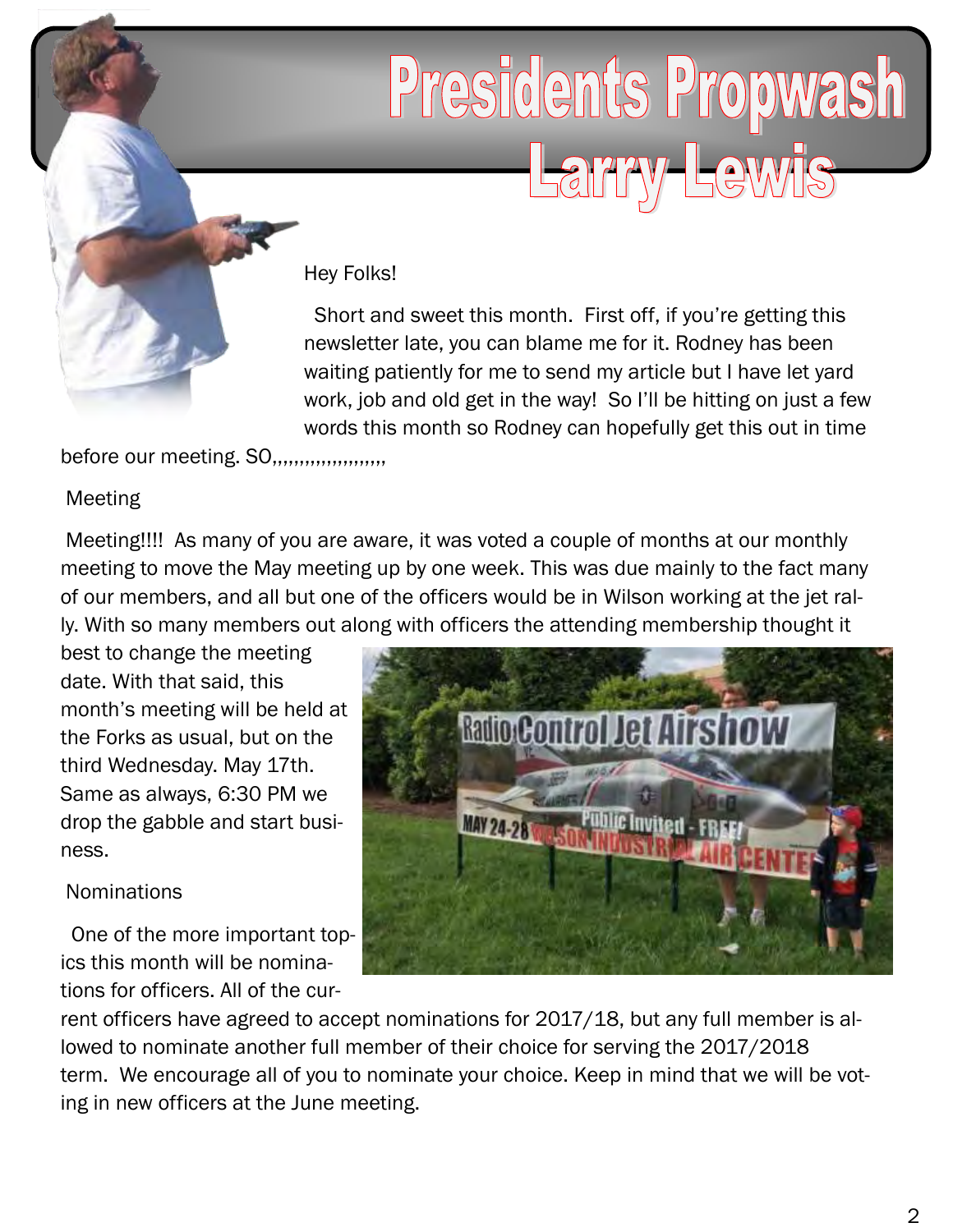# Presidents Propwash
## Larry Lewis

Hey Folks!

Short and sweet this month. First off, if you're getting this newsletter late, you can blame me for it. Rodney has been waiting patiently for me to send my article but I have let yard work, job and old get in the way! So I'll be hitting on just a few words this month so Rodney can hopefully get this out in time before our meeting. SO,,,,,,,,,,,,,,,,,,,,,

Meeting

Meeting!!!! As many of you are aware, it was voted a couple of months at our monthly meeting to move the May meeting up by one week. This was due mainly to the fact many of our members, and all but one of the officers would be in Wilson working at the jet rally. With so many members out along with officers the attending membership thought it best to change the meeting date. With that said, this month's meeting will be held at the Forks as usual, but on the third Wednesday. May 17th. Same as always, 6:30 PM we drop the gabble and start business.

Nominations

One of the more important topics this month will be nominations for officers. All of the current officers have agreed to accept nominations for 2017/18, but any full member is allowed to nominate another full member of their choice for serving the 2017/2018 term. We encourage all of you to nominate your choice. Keep in mind that we will be voting in new officers at the June meeting.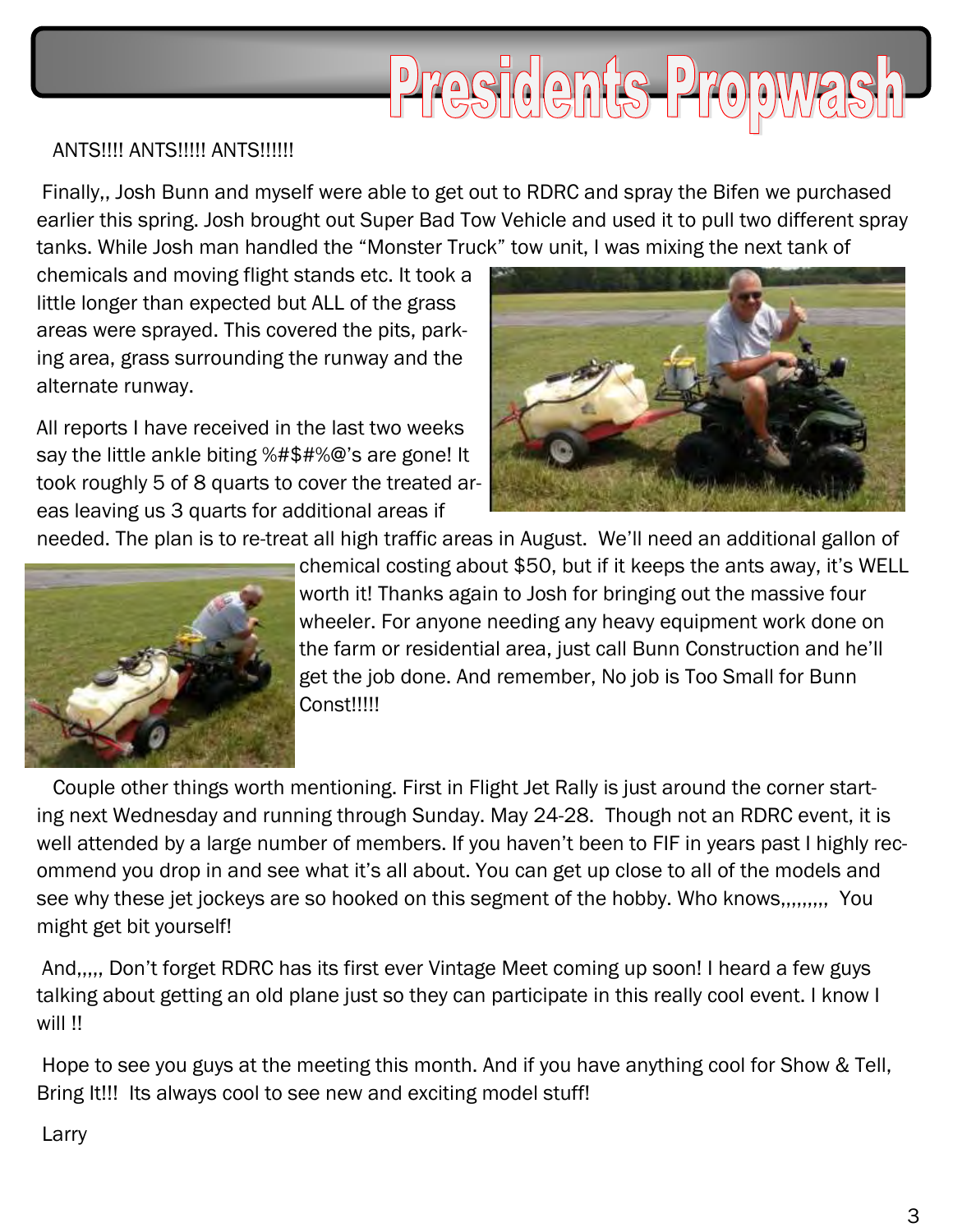# Presidents Propwash

ANTS!!!! ANTS!!!!! ANTS!!!!!!

Finally,, Josh Bunn and myself were able to get out to RDRC and spray the Bifen we purchased earlier this spring. Josh brought out Super Bad Tow Vehicle and used it to pull two different spray tanks. While Josh man handled the "Monster Truck" tow unit, I was mixing the next tank of chemicals and moving flight stands etc. It took a little longer than expected but ALL of the grass areas were sprayed. This covered the pits, parking area, grass surrounding the runway and the alternate runway.

All reports I have received in the last two weeks say the little ankle biting %#$#%@'s are gone! It took roughly 5 of 8 quarts to cover the treated areas leaving us 3 quarts for additional areas if needed. The plan is to re-treat all high traffic areas in August. We'll need an additional gallon of chemical costing about $50, but if it keeps the ants away, it's WELL worth it! Thanks again to Josh for bringing out the massive four wheeler. For anyone needing any heavy equipment work done on the farm or residential area, just call Bunn Construction and he'll get the job done. And remember, No job is Too Small for Bunn Const!!!!!

Couple other things worth mentioning. First in Flight Jet Rally is just around the corner starting next Wednesday and running through Sunday. May 24-28. Though not an RDRC event, it is well attended by a large number of members. If you haven't been to FIF in years past I highly recommend you drop in and see what it's all about. You can get up close to all of the models and see why these jet jockeys are so hooked on this segment of the hobby. Who knows,,,,,,,,, You might get bit yourself!

And,,,,, Don't forget RDRC has its first ever Vintage Meet coming up soon! I heard a few guys talking about getting an old plane just so they can participate in this really cool event. I know I will !!

Hope to see you guys at the meeting this month. And if you have anything cool for Show & Tell, Bring It!!! Its always cool to see new and exciting model stuff!

Larry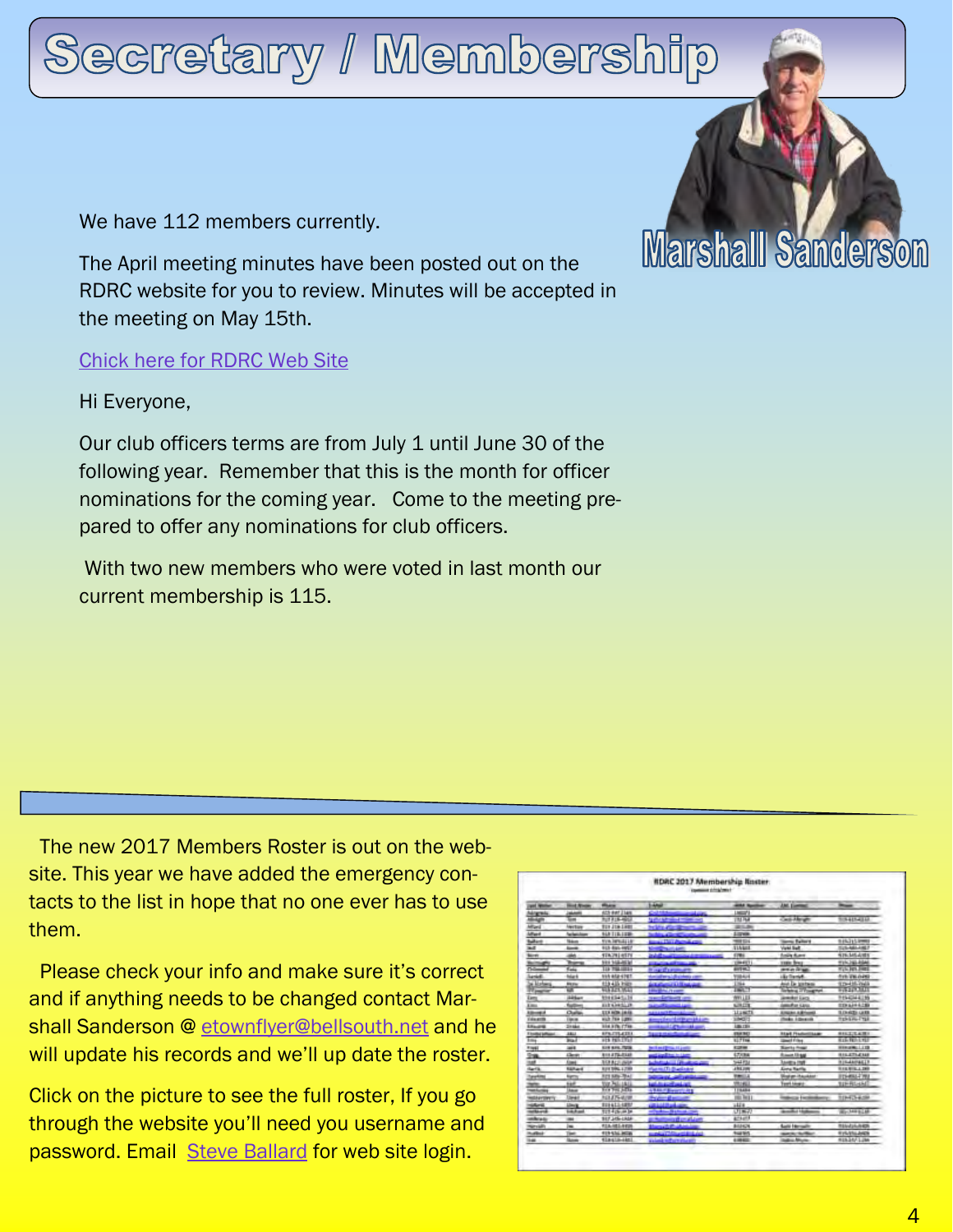# Secretary / Membership

Marshall Sanderson

We have 112 members currently.

The April meeting minutes have been posted out on the RDRC website for you to review. Minutes will be accepted in the meeting on May 15th.

Chick here for RDRC Web Site

Hi Everyone,

Our club officers terms are from July 1 until June 30 of the following year. Remember that this is the month for officer nominations for the coming year. Come to the meeting prepared to offer any nominations for club officers.

With two new members who were voted in last month our current membership is 115.

The new 2017 Members Roster is out on the website. This year we have added the emergency contacts to the list in hope that no one ever has to use them.

Please check your info and make sure it's correct and if anything needs to be changed contact Marshall Sanderson @ etownflyer@bellsouth.net and he will update his records and we'll up date the roster.

Click on the picture to see the full roster, If you go through the website you'll need you username and password. Email Steve Ballard for web site login.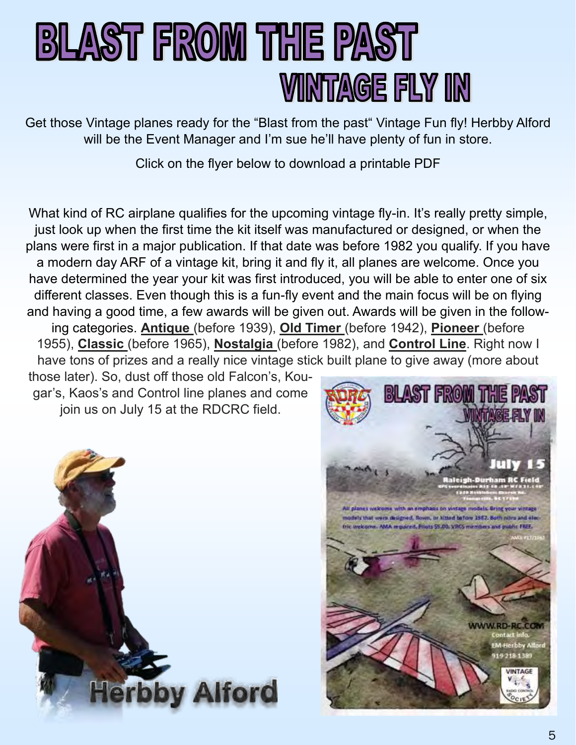# BLAST FROM THE PAST

## VINTAGE FLY IN

Get those Vintage planes ready for the "Blast from the past" Vintage Fun fly! Herbby Alford will be the Event Manager and I'm sue he'll have plenty of fun in store.

Click on the flyer below to download a printable PDF

What kind of RC airplane qualifies for the upcoming vintage fly-in. It's really pretty simple, just look up when the first time the kit itself was manufactured or designed, or when the plans were first in a major publication. If that date was before 1982 you qualify. If you have a modern day ARF of a vintage kit, bring it and fly it, all planes are welcome. Once you have determined the year your kit was first introduced, you will be able to enter one of six different classes. Even though this is a fun-fly event and the main focus will be on flying and having a good time, a few awards will be given out. Awards will be given in the following categories. **Antique** (before 1939), **Old Timer** (before 1942), **Pioneer** (before 1955), **Classic** (before 1965), **Nostalgia** (before 1982), and **Control Line**. Right now I have tons of prizes and a really nice vintage stick built plane to give away (more about those later). So, dust off those old Falcon's, Kougar's, Kaos's and Control line planes and come join us on July 15 at the RDCRC field.

Herbby Alford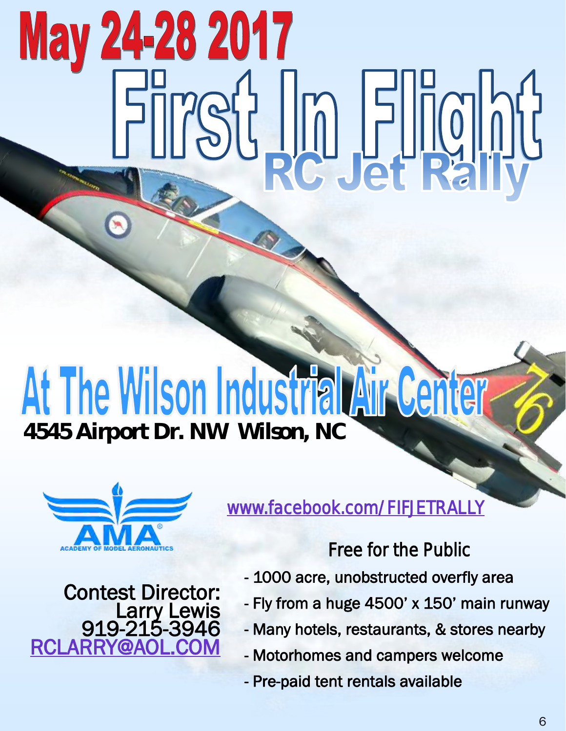# May 24-28 2017

# First In Flight

## RC Jet Rally

## At The Wilson Industrial Air Center

**4545 Airport Dr. NW Wilson, NC**

ACADEMY OF MODEL AERONAUTICS

www.facebook.com/FIFJETRALLY

Contest Director:
Larry Lewis
919-215-3946
RCLARRY@AOL.COM

Free for the Public

- 1000 acre, unobstructed overfly area
- Fly from a huge 4500' x 150' main runway
- Many hotels, restaurants, & stores nearby
- Motorhomes and campers welcome
- Pre-paid tent rentals available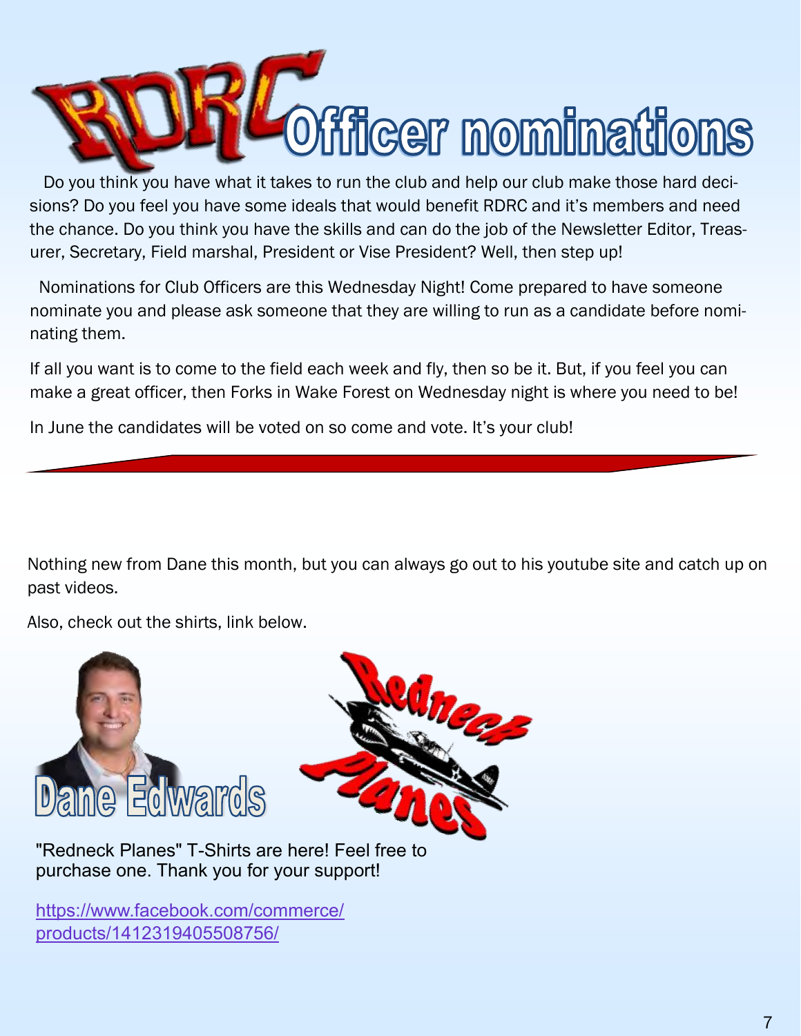# RDRC Officer nominations

Do you think you have what it takes to run the club and help our club make those hard decisions? Do you feel you have some ideals that would benefit RDRC and it's members and need the chance. Do you think you have the skills and can do the job of the Newsletter Editor, Treasurer, Secretary, Field marshal, President or Vise President? Well, then step up!

Nominations for Club Officers are this Wednesday Night! Come prepared to have someone nominate you and please ask someone that they are willing to run as a candidate before nominating them.

If all you want is to come to the field each week and fly, then so be it. But, if you feel you can make a great officer, then Forks in Wake Forest on Wednesday night is where you need to be!

In June the candidates will be voted on so come and vote. It's your club!

---

Nothing new from Dane this month, but you can always go out to his youtube site and catch up on past videos.

Also, check out the shirts, link below.

## Dane Edwards

"Redneck Planes" T-Shirts are here! Feel free to purchase one. Thank you for your support!

https://www.facebook.com/commerce/products/1412319405508756/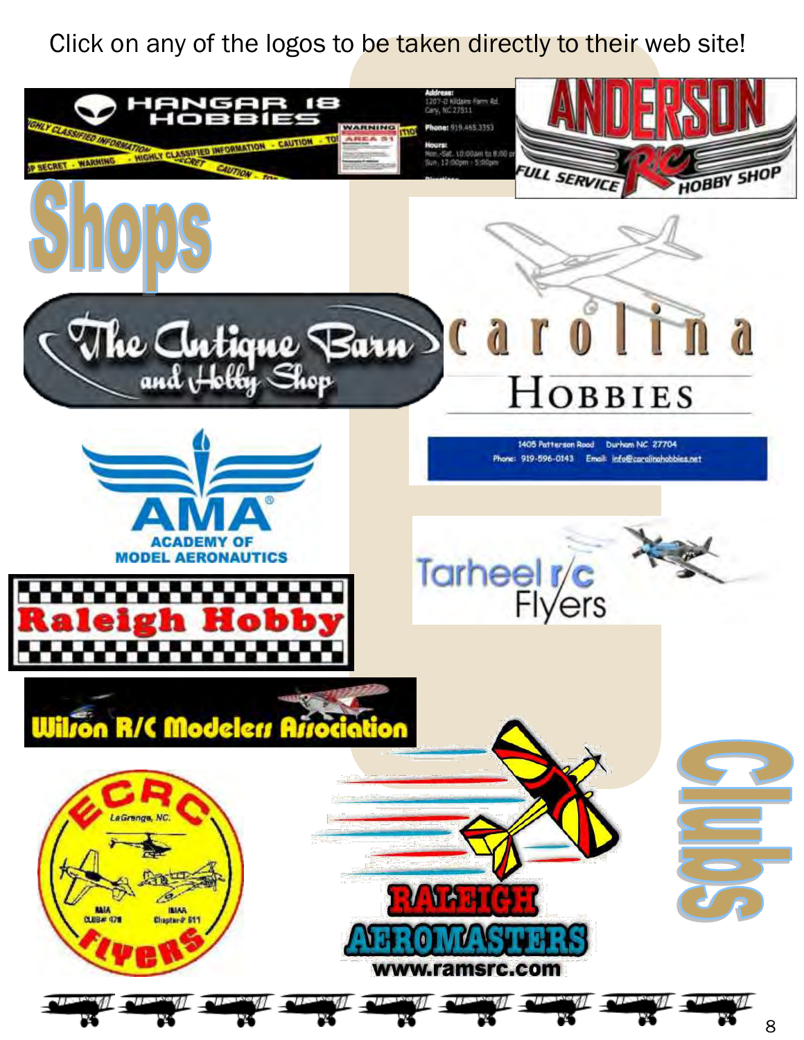Click on any of the logos to be taken directly to their web site!

# Shops

HANGAR 18 HOBBIES

Address: 1207-D Kildaire Farm Rd. Cary, NC 27511

Phone: 919.465.3353

Hours: Mon.-Sat. 10:00am to 8:00 pm Sun. 12:00pm - 5:00pm

ANDERSON R/C FULL SERVICE HOBBY SHOP

The Antique Barn and Hobby Shop

carolina HOBBIES

1405 Patterson Road Durham NC 27704

Phone: 919-596-0143 Email: info@carolinahobbies.net

Raleigh Hobby

# Clubs

AMA ACADEMY OF MODEL AERONAUTICS

Tarheel r/c Flyers

Wilson R/C Modelers Association

ECRC LaGrange, NC. FLYERS

RAIA CLUB# 478 IMAA Chapter# 611

RALEIGH AEROMASTERS

www.ramsrc.com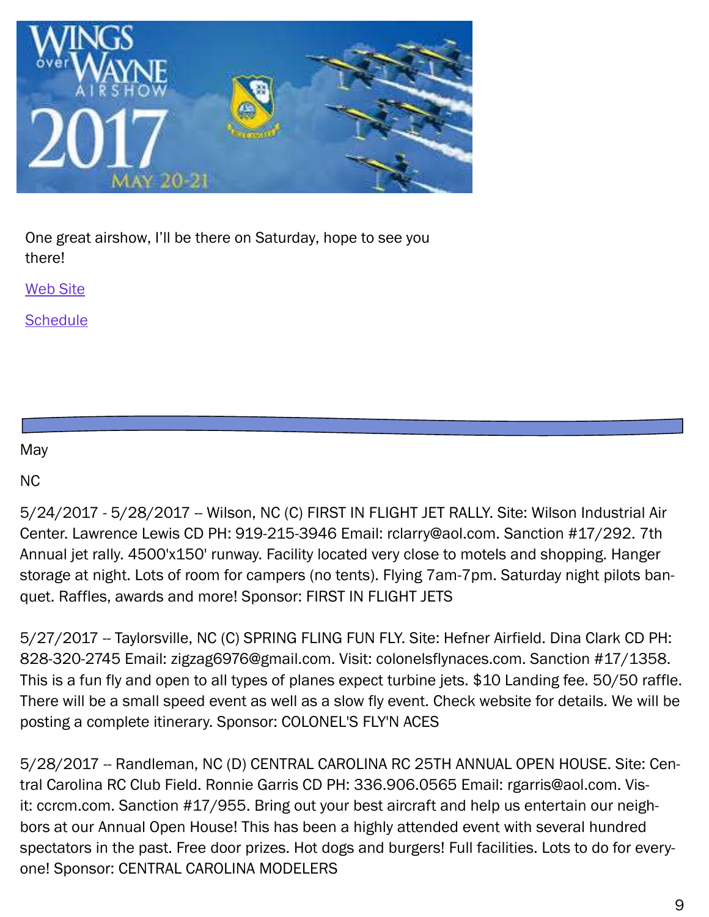One great airshow, I'll be there on Saturday, hope to see you there!

[Web Site]

[Schedule]

May

NC

5/24/2017 - 5/28/2017 -- Wilson, NC (C) FIRST IN FLIGHT JET RALLY. Site: Wilson Industrial Air Center. Lawrence Lewis CD PH: 919-215-3946 Email: rclarry@aol.com. Sanction #17/292. 7th Annual jet rally. 4500'x150' runway. Facility located very close to motels and shopping. Hanger storage at night. Lots of room for campers (no tents). Flying 7am-7pm. Saturday night pilots banquet. Raffles, awards and more! Sponsor: FIRST IN FLIGHT JETS

5/27/2017 -- Taylorsville, NC (C) SPRING FLING FUN FLY. Site: Hefner Airfield. Dina Clark CD PH: 828-320-2745 Email: zigzag6976@gmail.com. Visit: colonelsflynaces.com. Sanction #17/1358. This is a fun fly and open to all types of planes expect turbine jets. $10 Landing fee. 50/50 raffle. There will be a small speed event as well as a slow fly event. Check website for details. We will be posting a complete itinerary. Sponsor: COLONEL'S FLY'N ACES

5/28/2017 -- Randleman, NC (D) CENTRAL CAROLINA RC 25TH ANNUAL OPEN HOUSE. Site: Central Carolina RC Club Field. Ronnie Garris CD PH: 336.906.0565 Email: rgarris@aol.com. Visit: ccrcm.com. Sanction #17/955. Bring out your best aircraft and help us entertain our neighbors at our Annual Open House! This has been a highly attended event with several hundred spectators in the past. Free door prizes. Hot dogs and burgers! Full facilities. Lots to do for everyone! Sponsor: CENTRAL CAROLINA MODELERS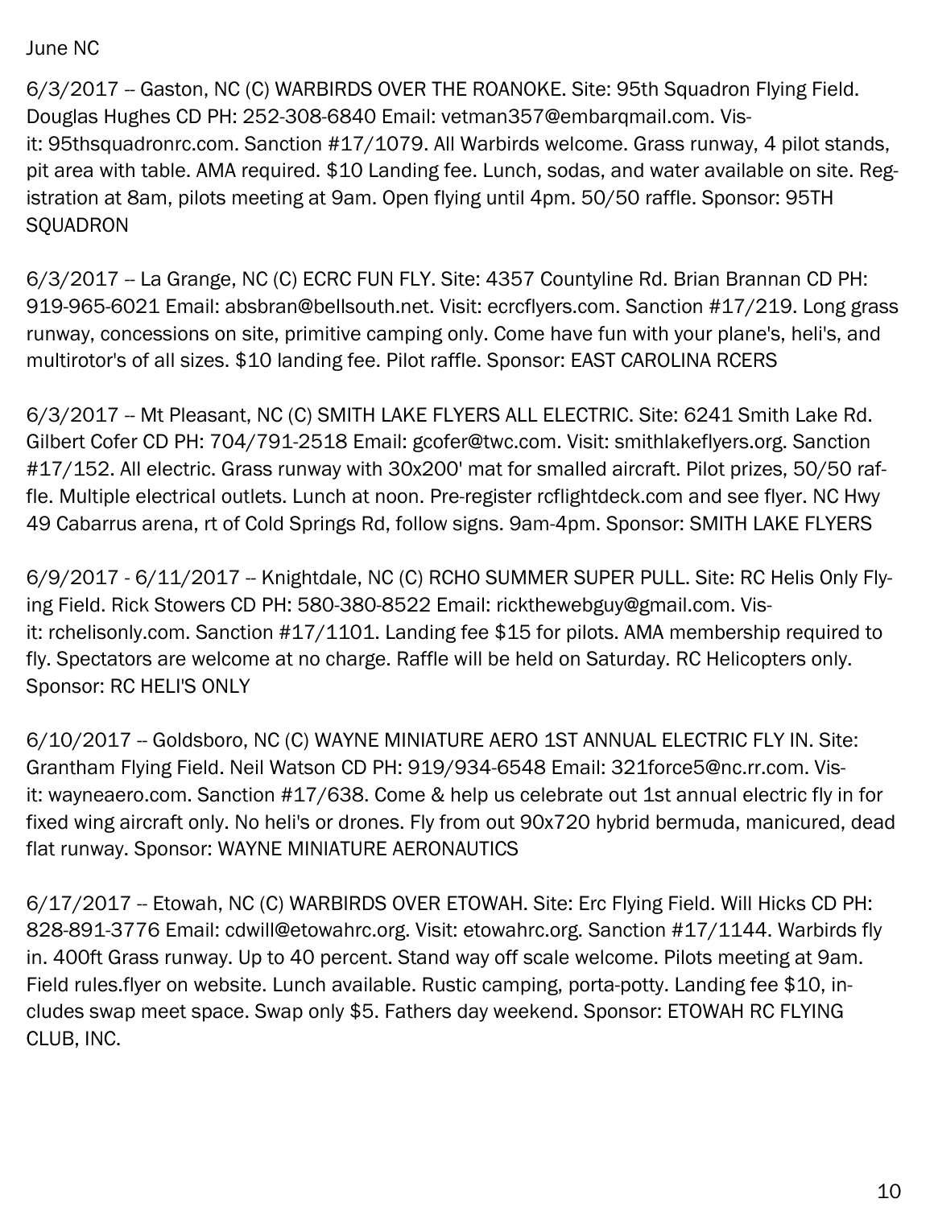June NC

6/3/2017 -- Gaston, NC (C) WARBIRDS OVER THE ROANOKE. Site: 95th Squadron Flying Field. Douglas Hughes CD PH: 252-308-6840 Email: vetman357@embarqmail.com. Visit: 95thsquadronrc.com. Sanction #17/1079. All Warbirds welcome. Grass runway, 4 pilot stands, pit area with table. AMA required. $10 Landing fee. Lunch, sodas, and water available on site. Registration at 8am, pilots meeting at 9am. Open flying until 4pm. 50/50 raffle. Sponsor: 95TH SQUADRON

6/3/2017 -- La Grange, NC (C) ECRC FUN FLY. Site: 4357 Countyline Rd. Brian Brannan CD PH: 919-965-6021 Email: absbran@bellsouth.net. Visit: ecrcflyers.com. Sanction #17/219. Long grass runway, concessions on site, primitive camping only. Come have fun with your plane's, heli's, and multirotor's of all sizes. $10 landing fee. Pilot raffle. Sponsor: EAST CAROLINA RCERS

6/3/2017 -- Mt Pleasant, NC (C) SMITH LAKE FLYERS ALL ELECTRIC. Site: 6241 Smith Lake Rd. Gilbert Cofer CD PH: 704/791-2518 Email: gcofer@twc.com. Visit: smithlakeflyers.org. Sanction #17/152. All electric. Grass runway with 30x200' mat for smalled aircraft. Pilot prizes, 50/50 raffle. Multiple electrical outlets. Lunch at noon. Pre-register rcflightdeck.com and see flyer. NC Hwy 49 Cabarrus arena, rt of Cold Springs Rd, follow signs. 9am-4pm. Sponsor: SMITH LAKE FLYERS

6/9/2017 - 6/11/2017 -- Knightdale, NC (C) RCHO SUMMER SUPER PULL. Site: RC Helis Only Flying Field. Rick Stowers CD PH: 580-380-8522 Email: rickthewebguy@gmail.com. Visit: rchelisonly.com. Sanction #17/1101. Landing fee $15 for pilots. AMA membership required to fly. Spectators are welcome at no charge. Raffle will be held on Saturday. RC Helicopters only. Sponsor: RC HELI'S ONLY

6/10/2017 -- Goldsboro, NC (C) WAYNE MINIATURE AERO 1ST ANNUAL ELECTRIC FLY IN. Site: Grantham Flying Field. Neil Watson CD PH: 919/934-6548 Email: 321force5@nc.rr.com. Visit: wayneaero.com. Sanction #17/638. Come & help us celebrate out 1st annual electric fly in for fixed wing aircraft only. No heli's or drones. Fly from out 90x720 hybrid bermuda, manicured, dead flat runway. Sponsor: WAYNE MINIATURE AERONAUTICS

6/17/2017 -- Etowah, NC (C) WARBIRDS OVER ETOWAH. Site: Erc Flying Field. Will Hicks CD PH: 828-891-3776 Email: cdwill@etowahrc.org. Visit: etowahrc.org. Sanction #17/1144. Warbirds fly in. 400ft Grass runway. Up to 40 percent. Stand way off scale welcome. Pilots meeting at 9am. Field rules.flyer on website. Lunch available. Rustic camping, porta-potty. Landing fee $10, includes swap meet space. Swap only $5. Fathers day weekend. Sponsor: ETOWAH RC FLYING CLUB, INC.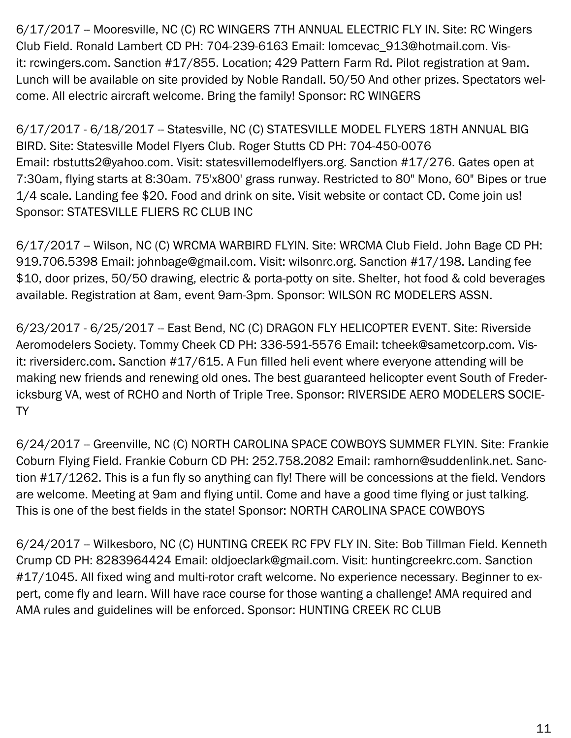6/17/2017 -- Mooresville, NC (C) RC WINGERS 7TH ANNUAL ELECTRIC FLY IN. Site: RC Wingers Club Field. Ronald Lambert CD PH: 704-239-6163 Email: lomcevac_913@hotmail.com. Visit: rcwingers.com. Sanction #17/855. Location; 429 Pattern Farm Rd. Pilot registration at 9am. Lunch will be available on site provided by Noble Randall. 50/50 And other prizes. Spectators welcome. All electric aircraft welcome. Bring the family! Sponsor: RC WINGERS

6/17/2017 - 6/18/2017 -- Statesville, NC (C) STATESVILLE MODEL FLYERS 18TH ANNUAL BIG BIRD. Site: Statesville Model Flyers Club. Roger Stutts CD PH: 704-450-0076 Email: rbstutts2@yahoo.com. Visit: statesvillemodelflyers.org. Sanction #17/276. Gates open at 7:30am, flying starts at 8:30am. 75'x800' grass runway. Restricted to 80" Mono, 60" Bipes or true 1/4 scale. Landing fee $20. Food and drink on site. Visit website or contact CD. Come join us! Sponsor: STATESVILLE FLIERS RC CLUB INC

6/17/2017 -- Wilson, NC (C) WRCMA WARBIRD FLYIN. Site: WRCMA Club Field. John Bage CD PH: 919.706.5398 Email: johnbage@gmail.com. Visit: wilsonrc.org. Sanction #17/198. Landing fee $10, door prizes, 50/50 drawing, electric & porta-potty on site. Shelter, hot food & cold beverages available. Registration at 8am, event 9am-3pm. Sponsor: WILSON RC MODELERS ASSN.

6/23/2017 - 6/25/2017 -- East Bend, NC (C) DRAGON FLY HELICOPTER EVENT. Site: Riverside Aeromodelers Society. Tommy Cheek CD PH: 336-591-5576 Email: tcheek@sametcorp.com. Visit: riversiderc.com. Sanction #17/615. A Fun filled heli event where everyone attending will be making new friends and renewing old ones. The best guaranteed helicopter event South of Fredericksburg VA, west of RCHO and North of Triple Tree. Sponsor: RIVERSIDE AERO MODELERS SOCIETY

6/24/2017 -- Greenville, NC (C) NORTH CAROLINA SPACE COWBOYS SUMMER FLYIN. Site: Frankie Coburn Flying Field. Frankie Coburn CD PH: 252.758.2082 Email: ramhorn@suddenlink.net. Sanction #17/1262. This is a fun fly so anything can fly! There will be concessions at the field. Vendors are welcome. Meeting at 9am and flying until. Come and have a good time flying or just talking. This is one of the best fields in the state! Sponsor: NORTH CAROLINA SPACE COWBOYS

6/24/2017 -- Wilkesboro, NC (C) HUNTING CREEK RC FPV FLY IN. Site: Bob Tillman Field. Kenneth Crump CD PH: 8283964424 Email: oldjoeclark@gmail.com. Visit: huntingcreekrc.com. Sanction #17/1045. All fixed wing and multi-rotor craft welcome. No experience necessary. Beginner to expert, come fly and learn. Will have race course for those wanting a challenge! AMA required and AMA rules and guidelines will be enforced. Sponsor: HUNTING CREEK RC CLUB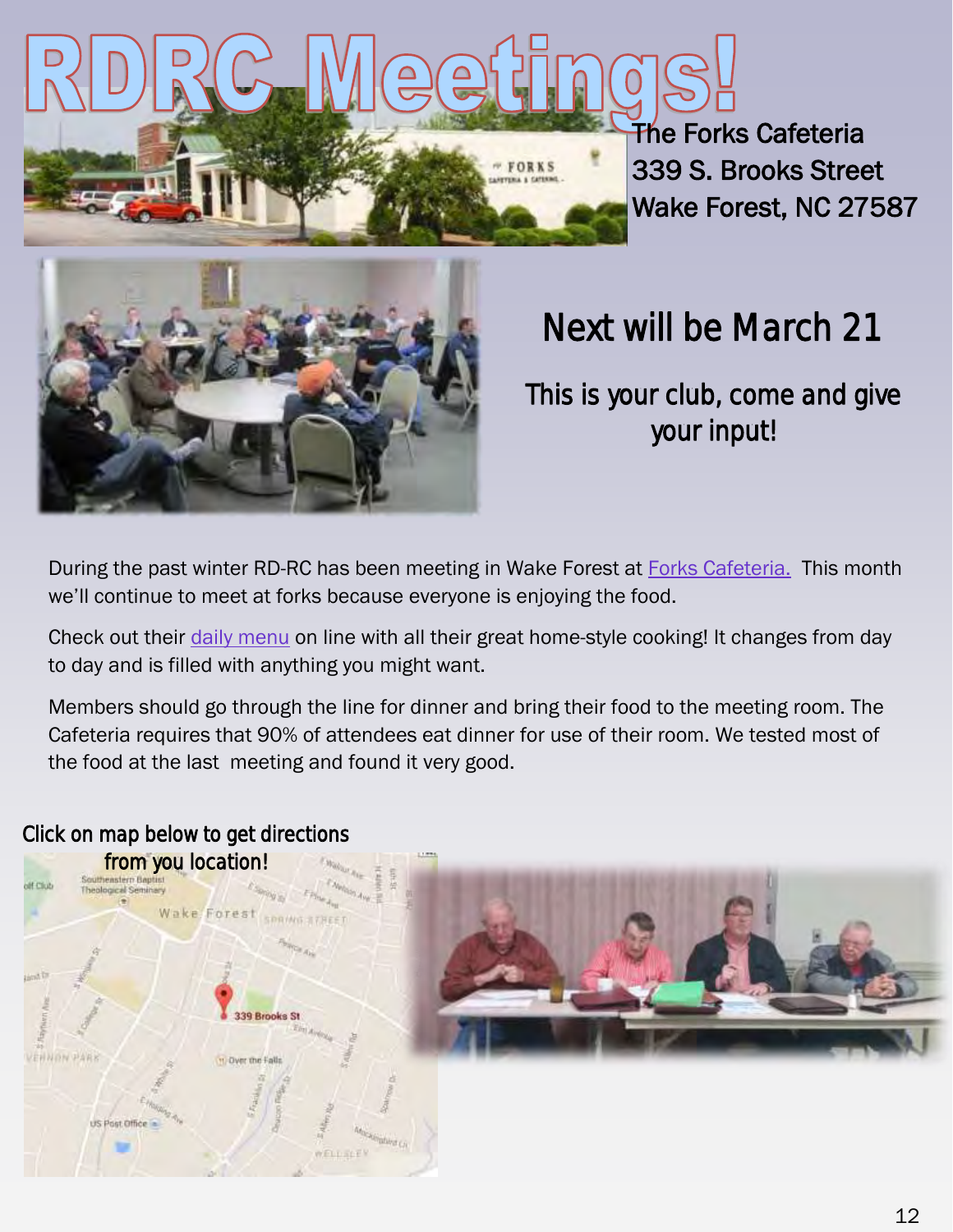# RDRC Meetings!

The Forks Cafeteria
339 S. Brooks Street
Wake Forest, NC 27587

## Next will be March 21

### This is your club, come and give your input!

During the past winter RD-RC has been meeting in Wake Forest at Forks Cafeteria. This month we'll continue to meet at forks because everyone is enjoying the food.

Check out their daily menu on line with all their great home-style cooking! It changes from day to day and is filled with anything you might want.

Members should go through the line for dinner and bring their food to the meeting room. The Cafeteria requires that 90% of attendees eat dinner for use of their room. We tested most of the food at the last meeting and found it very good.

Click on map below to get directions from you location!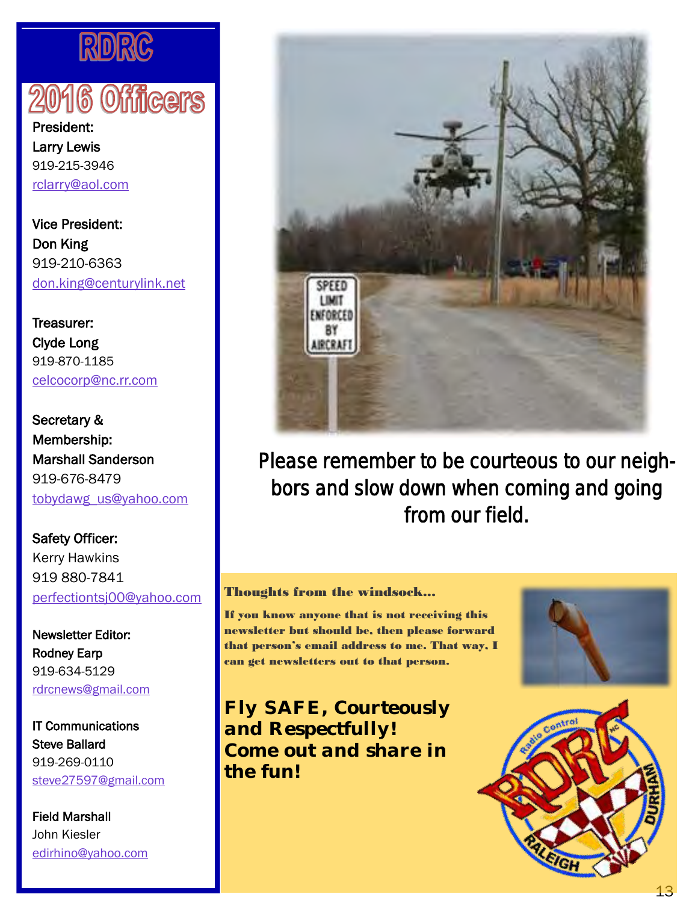# RDRC

## 2016 Officers

President:
Larry Lewis
919-215-3946
rclarry@aol.com

Vice President:
Don King
919-210-6363
don.king@centurylink.net

Treasurer:
Clyde Long
919-870-1185
celcocorp@nc.rr.com

Secretary & Membership:
Marshall Sanderson
919-676-8479
tobydawg_us@yahoo.com

Safety Officer:
Kerry Hawkins
919 880-7841
perfectiontsj00@yahoo.com

Newsletter Editor:
Rodney Earp
919-634-5129
rdrcnews@gmail.com

IT Communications
Steve Ballard
919-269-0110
steve27597@gmail.com

Field Marshall
John Kiesler
edirhino@yahoo.com

Please remember to be courteous to our neighbors and slow down when coming and going from our field.

**Thoughts from the windsock…**

**If you know anyone that is not receiving this newsletter but should be, then please forward that person's email address to me. That way, I can get newsletters out to that person.**

**Fly SAFE, Courteously and Respectfully! Come out and share in the fun!**